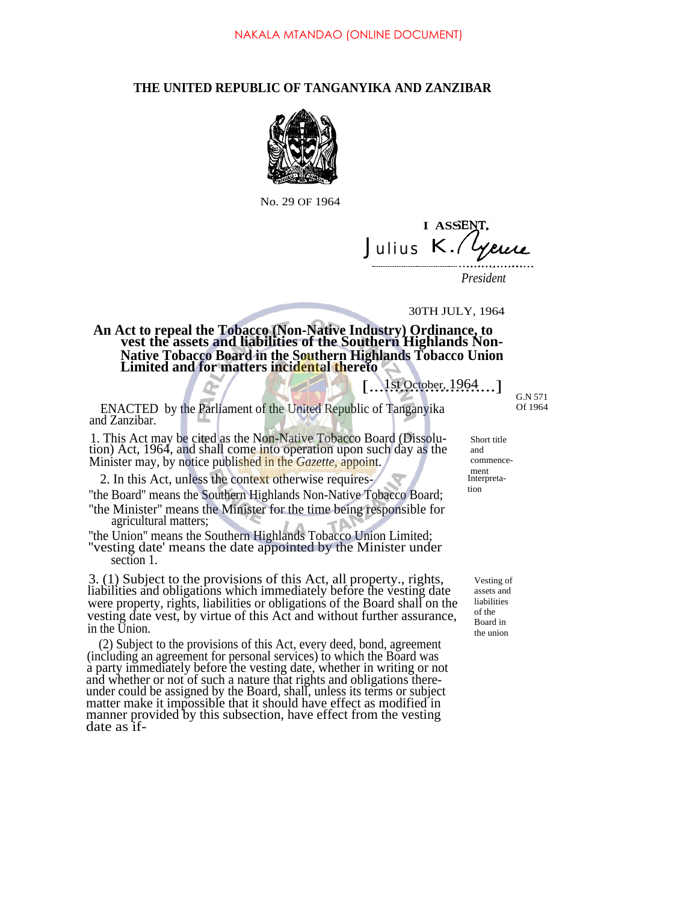NAKALA MTANDAO (ONLINE DOCUMENT)

# THE UNITED REPUBLIC OF TANGANYIKA AND ZANZIBAR

No. 29 OF 1964

I ASSENT,

Julius K. Nyerere

*President*

30TH JULY, 1964

**An Act to repeal the Tobacco (Non-Native Industry) Ordinance, to vest the assets and liabilities of the Southern Highlands Non-Native Tobacco Board in the Southern Highlands Tobacco Union Limited and for matters incidental thereto**

[1st October, 1964]

G.N 571 Of 1964

ENACTED by the Parliament of the United Republic of Tanganyika and Zanzibar.

Short title and commencement

1. This Act may be cited as the Non-Native Tobacco Board (Dissolution) Act, 1964, and shall come into operation upon such day as the Minister may, by notice published in the *Gazette*, appoint.

Interpretation

2. In this Act, unless the context otherwise requires-

"the Board" means the Southern Highlands Non-Native Tobacco Board;

"the Minister" means the Minister for the time being responsible for agricultural matters;

"the Union" means the Southern Highlands Tobacco Union Limited;

"vesting date' means the date appointed by the Minister under section 1.

Vesting of assets and liabilities of the Board in the union

3. (1) Subject to the provisions of this Act, all property., rights, liabilities and obligations which immediately before the vesting date were property, rights, liabilities or obligations of the Board shall on the vesting date vest, by virtue of this Act and without further assurance, in the Union.

(2) Subject to the provisions of this Act, every deed, bond, agreement (including an agreement for personal services) to which the Board was a party immediately before the vesting date, whether in writing or not and whether or not of such a nature that rights and obligations thereunder could be assigned by the Board, shall, unless its terms or subject matter make it impossible that it should have effect as modified in manner provided by this subsection, have effect from the vesting date as if-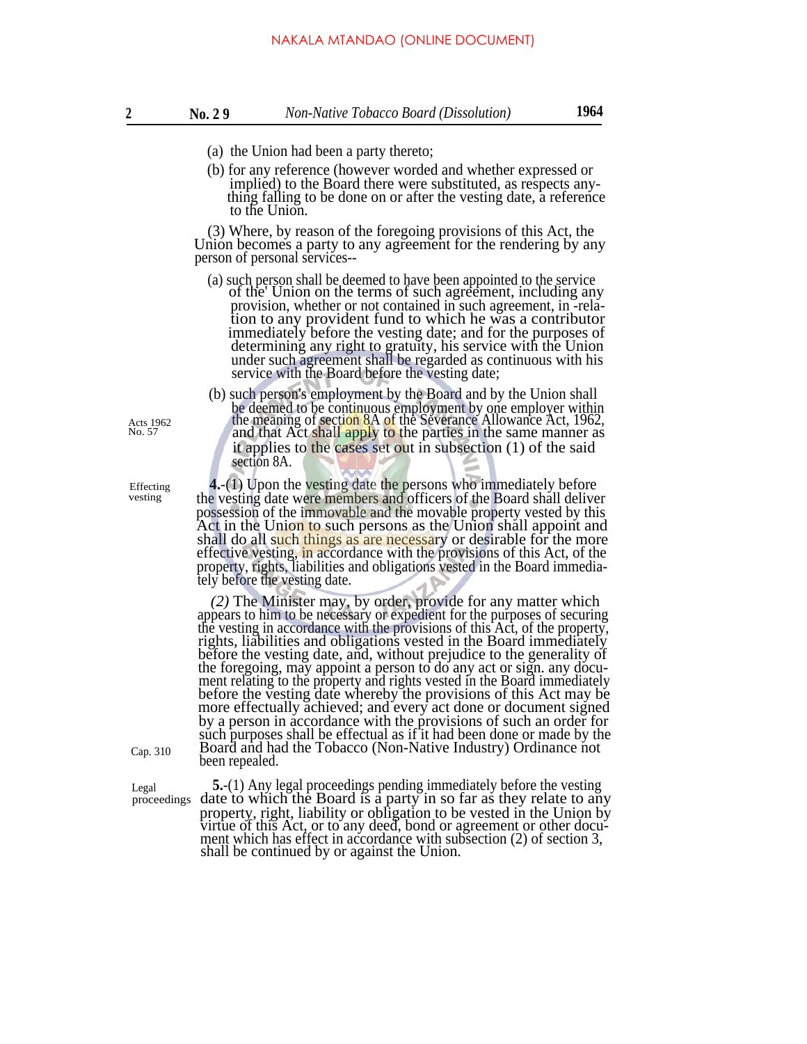(a) the Union had been a party thereto;

(b) for any reference (however worded and whether expressed or implied) to the Board there were substituted, as respects anything falling to be done on or after the vesting date, a reference to the Union.

(3) Where, by reason of the foregoing provisions of this Act, the Union becomes a party to any agreement for the rendering by any person of personal services--

(a) such person shall be deemed to have been appointed to the service of the' Union on the terms of such agreement, including any provision, whether or not contained in such agreement, in -relation to any provident fund to which he was a contributor immediately before the vesting date; and for the purposes of determining any right to gratuity, his service with the Union under such agreement shall be regarded as continuous with his service with the Board before the vesting date;

(b) such person's employment by the Board and by the Union shall be deemed to be continuous employment by one employer within the meaning of section 8A of the Severance Allowance Act, 1962, and that Act shall apply to the parties in the same manner as it applies to the cases set out in subsection (1) of the said section 8A.

Acts 1962 No. 57

Effecting vesting

**4.**-(1) Upon the vesting date the persons who immediately before the vesting date were members and officers of the Board shall deliver possession of the immovable and the movable property vested by this Act in the Union to such persons as the Union shall appoint and shall do all such things as are necessary or desirable for the more effective vesting, in accordance with the provisions of this Act, of the property, rights, liabilities and obligations vested in the Board immediately before the vesting date.

*(2)* The Minister may, by order, provide for any matter which appears to him to be necessary or expedient for the purposes of securing the vesting in accordance with the provisions of this Act, of the property, rights, liabilities and obligations vested in the Board immediately before the vesting date, and, without prejudice to the generality of the foregoing, may appoint a person to do any act or sign. any document relating to the property and rights vested in the Board immediately before the vesting date whereby the provisions of this Act may be more effectually achieved; and every act done or document signed by a person in accordance with the provisions of such an order for such purposes shall be effectual as if it had been done or made by the Board and had the Tobacco (Non-Native Industry) Ordinance not been repealed.

Cap. 310

Legal proceedings

**5.**-(1) Any legal proceedings pending immediately before the vesting date to which the Board is a party in so far as they relate to any property, right, liability or obligation to be vested in the Union by virtue of this Act, or to any deed, bond or agreement or other document which has effect in accordance with subsection (2) of section 3, shall be continued by or against the Union.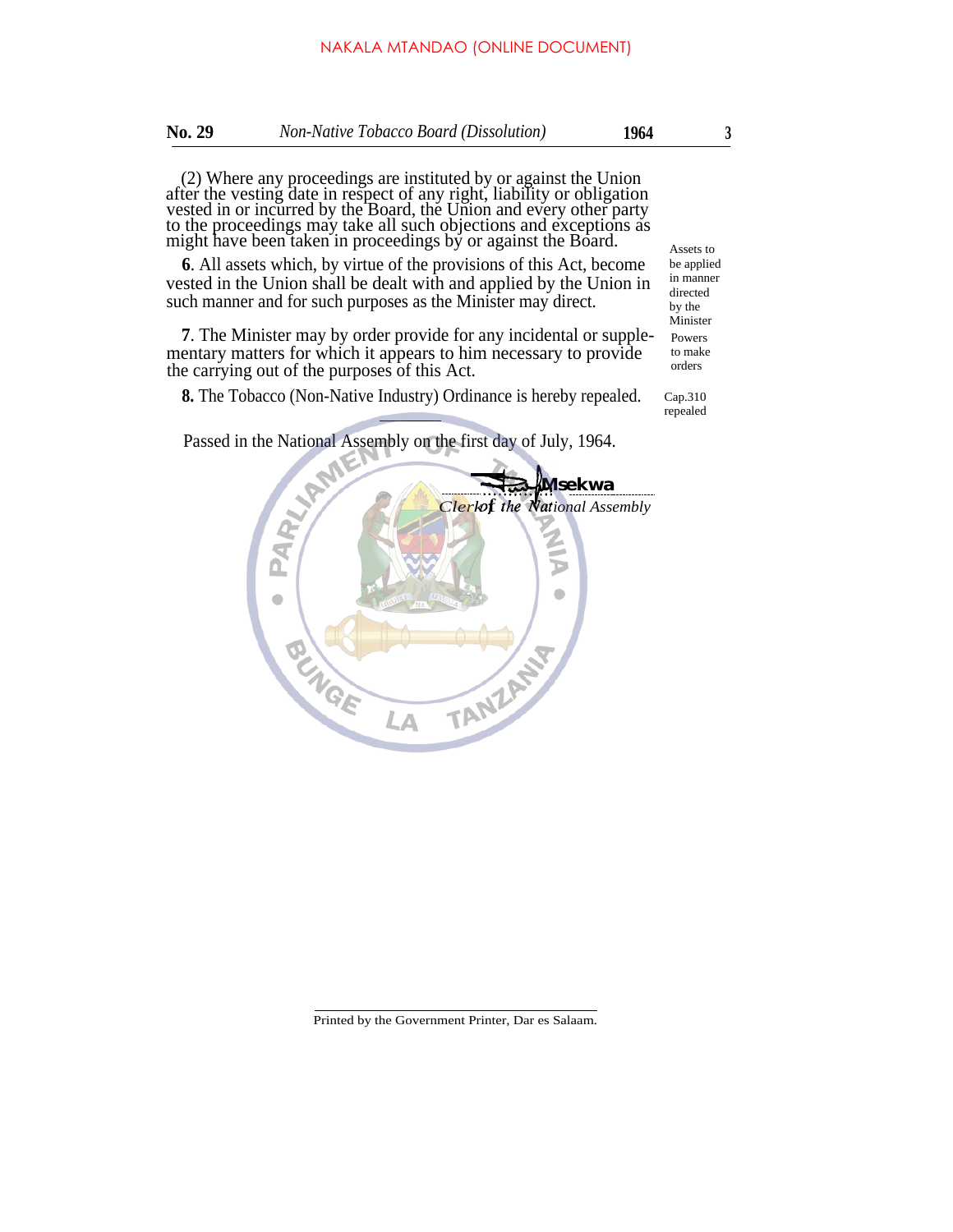(2) Where any proceedings are instituted by or against the Union after the vesting date in respect of any right, liability or obligation vested in or incurred by the Board, the Union and every other party to the proceedings may take all such objections and exceptions as might have been taken in proceedings by or against the Board.

Assets to be applied in manner directed by the Minister

**6**. All assets which, by virtue of the provisions of this Act, become vested in the Union shall be dealt with and applied by the Union in such manner and for such purposes as the Minister may direct.

Powers to make orders

**7**. The Minister may by order provide for any incidental or supplementary matters for which it appears to him necessary to provide the carrying out of the purposes of this Act.

Cap.310 repealed

**8.** The Tobacco (Non-Native Industry) Ordinance is hereby repealed.

---

Passed in the National Assembly on the first day of July, 1964.

Msekwa
*Clerk of the National Assembly*

Printed by the Government Printer, Dar es Salaam.